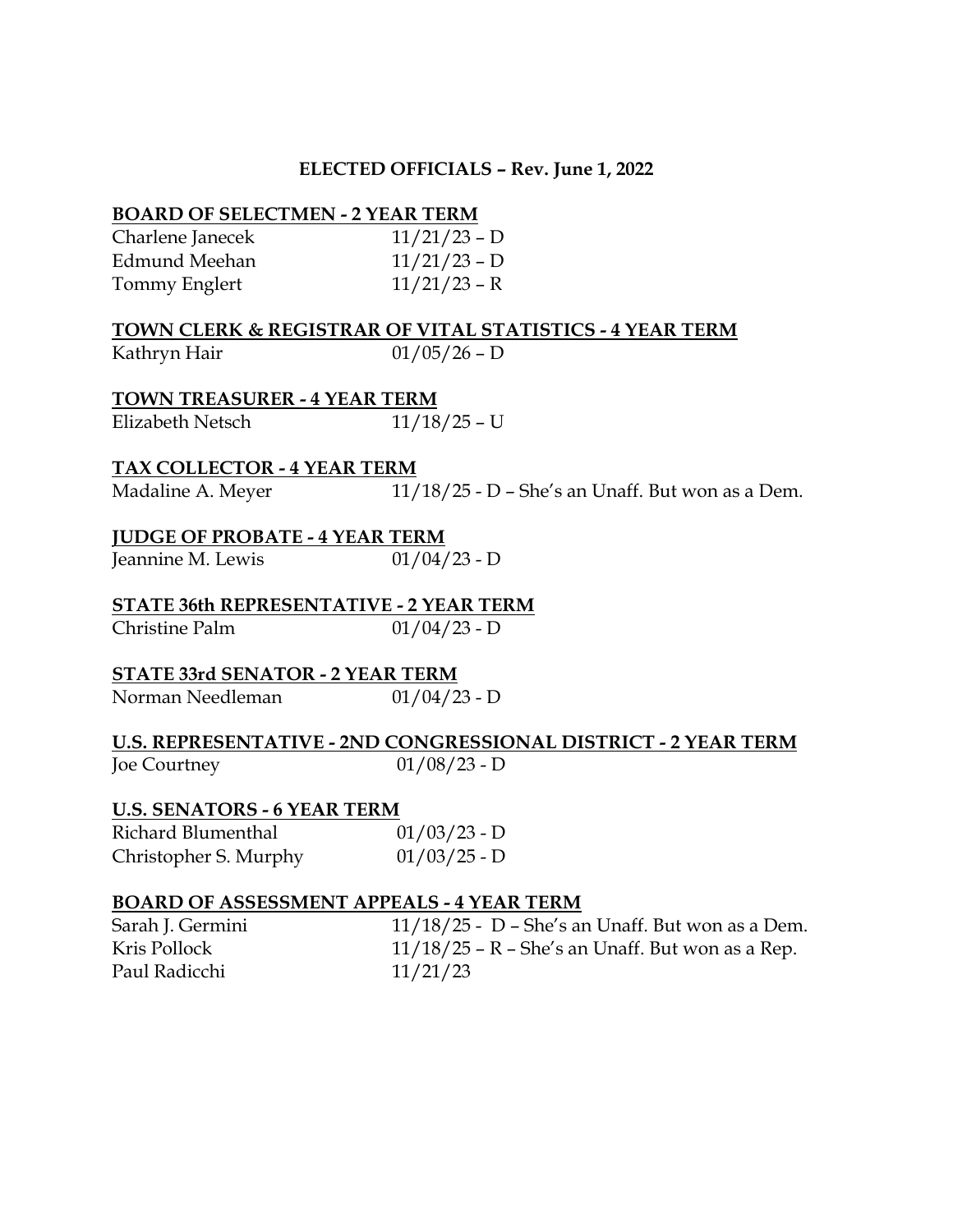# ELECTED OFFICIALS – Rev. June 1, 2022

## BOARD OF SELECTMEN - 2 YEAR TERM

| | |
|---|---|
| Charlene Janecek | 11/21/23 – D |
| Edmund Meehan | 11/21/23 – D |
| Tommy Englert | 11/21/23 – R |

## TOWN CLERK & REGISTRAR OF VITAL STATISTICS - 4 YEAR TERM

| | |
|---|---|
| Kathryn Hair | 01/05/26 – D |

## TOWN TREASURER - 4 YEAR TERM

| | |
|---|---|
| Elizabeth Netsch | 11/18/25 – U |

## TAX COLLECTOR - 4 YEAR TERM

| | |
|---|---|
| Madaline A. Meyer | 11/18/25 - D – She's an Unaff. But won as a Dem. |

## JUDGE OF PROBATE - 4 YEAR TERM

| | |
|---|---|
| Jeannine M. Lewis | 01/04/23 - D |

## STATE 36th REPRESENTATIVE - 2 YEAR TERM

| | |
|---|---|
| Christine Palm | 01/04/23 - D |

## STATE 33rd SENATOR - 2 YEAR TERM

| | |
|---|---|
| Norman Needleman | 01/04/23 - D |

## U.S. REPRESENTATIVE - 2ND CONGRESSIONAL DISTRICT - 2 YEAR TERM

| | |
|---|---|
| Joe Courtney | 01/08/23 - D |

## U.S. SENATORS - 6 YEAR TERM

| | |
|---|---|
| Richard Blumenthal | 01/03/23 - D |
| Christopher S. Murphy | 01/03/25 - D |

## BOARD OF ASSESSMENT APPEALS - 4 YEAR TERM

| | |
|---|---|
| Sarah J. Germini | 11/18/25 - D – She's an Unaff. But won as a Dem. |
| Kris Pollock | 11/18/25 – R – She's an Unaff. But won as a Rep. |
| Paul Radicchi | 11/21/23 |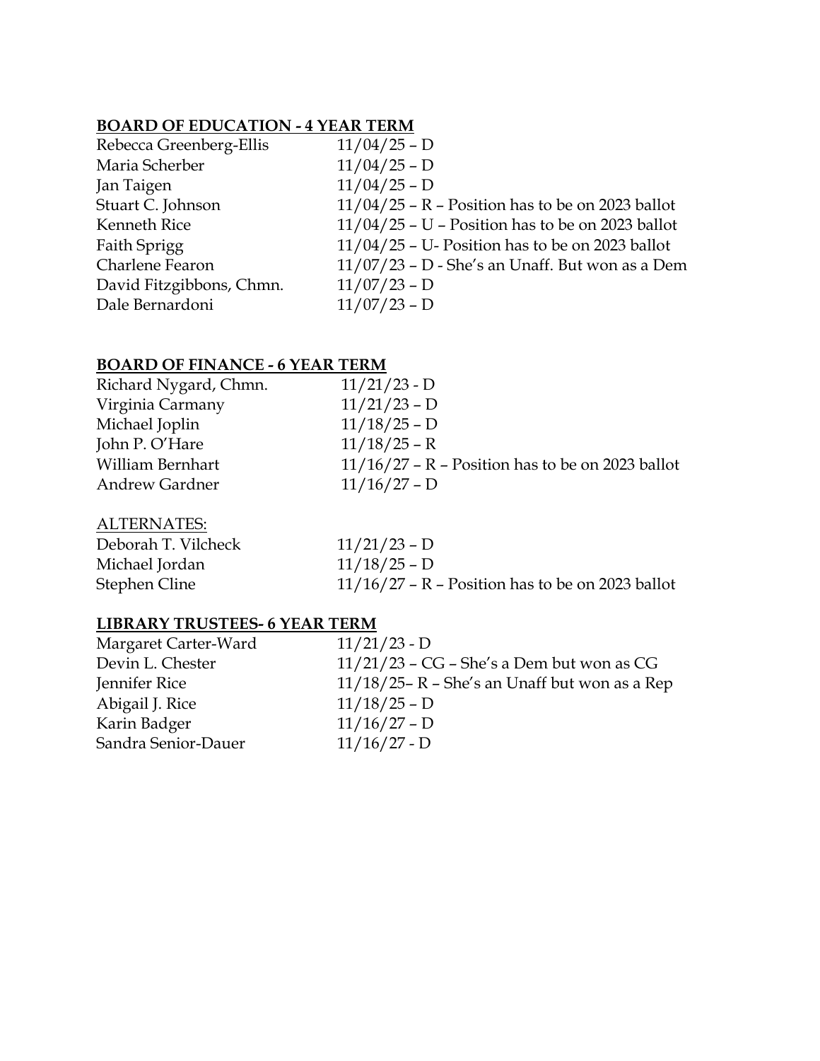## BOARD OF EDUCATION - 4 YEAR TERM

| | |
|---|---|
| Rebecca Greenberg-Ellis | 11/04/25 – D |
| Maria Scherber | 11/04/25 – D |
| Jan Taigen | 11/04/25 – D |
| Stuart C. Johnson | 11/04/25 – R – Position has to be on 2023 ballot |
| Kenneth Rice | 11/04/25 – U – Position has to be on 2023 ballot |
| Faith Sprigg | 11/04/25 – U- Position has to be on 2023 ballot |
| Charlene Fearon | 11/07/23 – D - She's an Unaff. But won as a Dem |
| David Fitzgibbons, Chmn. | 11/07/23 – D |
| Dale Bernardoni | 11/07/23 – D |

## BOARD OF FINANCE - 6 YEAR TERM

| | |
|---|---|
| Richard Nygard, Chmn. | 11/21/23 - D |
| Virginia Carmany | 11/21/23 – D |
| Michael Joplin | 11/18/25 – D |
| John P. O'Hare | 11/18/25 – R |
| William Bernhart | 11/16/27 – R – Position has to be on 2023 ballot |
| Andrew Gardner | 11/16/27 – D |

ALTERNATES:

| | |
|---|---|
| Deborah T. Vilcheck | 11/21/23 – D |
| Michael Jordan | 11/18/25 – D |
| Stephen Cline | 11/16/27 – R – Position has to be on 2023 ballot |

## LIBRARY TRUSTEES- 6 YEAR TERM

| | |
|---|---|
| Margaret Carter-Ward | 11/21/23 - D |
| Devin L. Chester | 11/21/23 – CG – She's a Dem but won as CG |
| Jennifer Rice | 11/18/25– R – She's an Unaff but won as a Rep |
| Abigail J. Rice | 11/18/25 – D |
| Karin Badger | 11/16/27 – D |
| Sandra Senior-Dauer | 11/16/27 - D |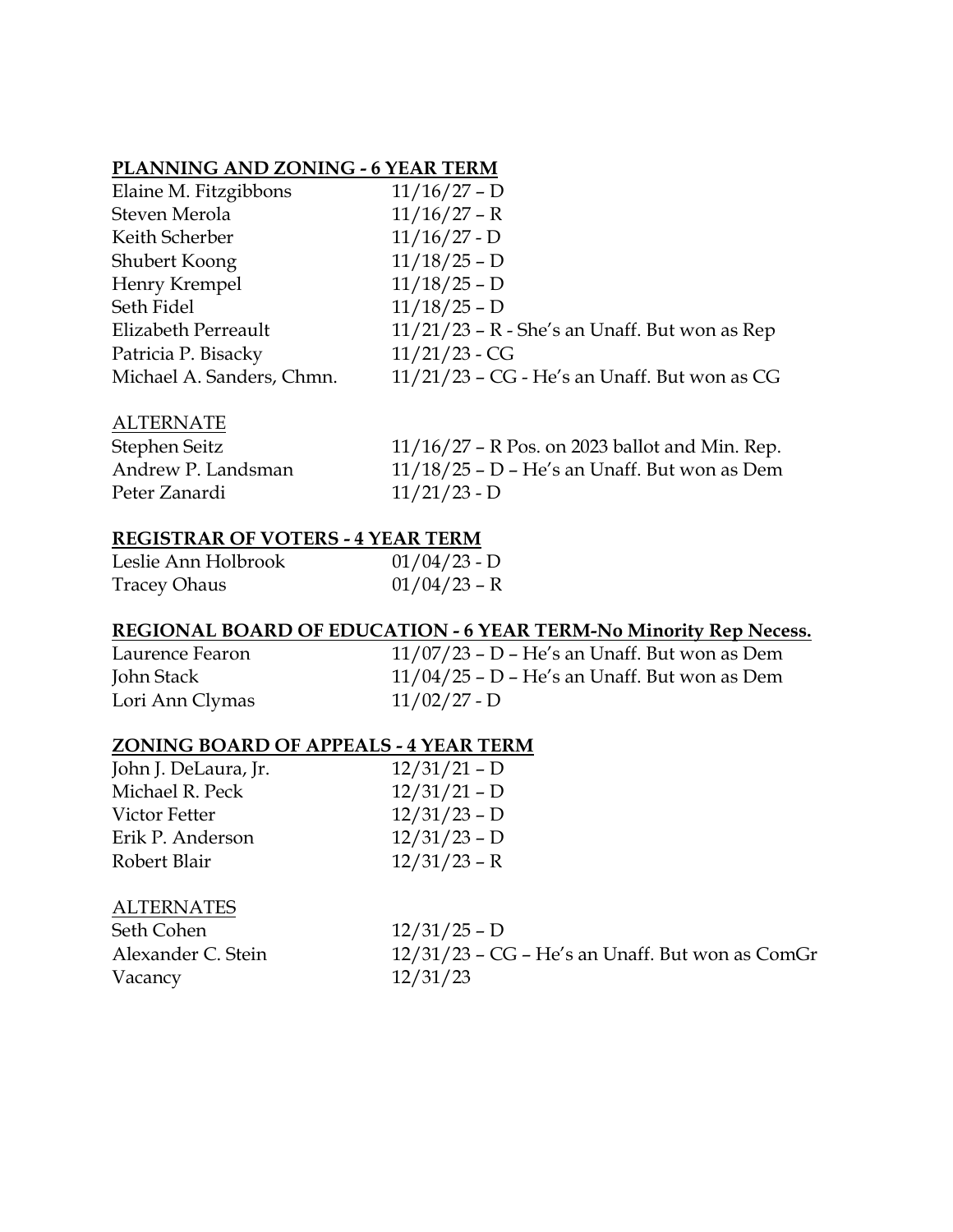**PLANNING AND ZONING - 6 YEAR TERM**

| | |
|---|---|
| Elaine M. Fitzgibbons | 11/16/27 – D |
| Steven Merola | 11/16/27 – R |
| Keith Scherber | 11/16/27 - D |
| Shubert Koong | 11/18/25 – D |
| Henry Krempel | 11/18/25 – D |
| Seth Fidel | 11/18/25 – D |
| Elizabeth Perreault | 11/21/23 – R - She's an Unaff. But won as Rep |
| Patricia P. Bisacky | 11/21/23 - CG |
| Michael A. Sanders, Chmn. | 11/21/23 – CG - He's an Unaff. But won as CG |

ALTERNATE

| | |
|---|---|
| Stephen Seitz | 11/16/27 – R Pos. on 2023 ballot and Min. Rep. |
| Andrew P. Landsman | 11/18/25 – D – He's an Unaff. But won as Dem |
| Peter Zanardi | 11/21/23 - D |

**REGISTRAR OF VOTERS - 4 YEAR TERM**

| | |
|---|---|
| Leslie Ann Holbrook | 01/04/23 - D |
| Tracey Ohaus | 01/04/23 – R |

**REGIONAL BOARD OF EDUCATION - 6 YEAR TERM-No Minority Rep Necess.**

| | |
|---|---|
| Laurence Fearon | 11/07/23 – D – He's an Unaff. But won as Dem |
| John Stack | 11/04/25 – D – He's an Unaff. But won as Dem |
| Lori Ann Clymas | 11/02/27 - D |

**ZONING BOARD OF APPEALS - 4 YEAR TERM**

| | |
|---|---|
| John J. DeLaura, Jr. | 12/31/21 – D |
| Michael R. Peck | 12/31/21 – D |
| Victor Fetter | 12/31/23 – D |
| Erik P. Anderson | 12/31/23 – D |
| Robert Blair | 12/31/23 – R |

ALTERNATES

| | |
|---|---|
| Seth Cohen | 12/31/25 – D |
| Alexander C. Stein | 12/31/23 – CG – He's an Unaff. But won as ComGr |
| Vacancy | 12/31/23 |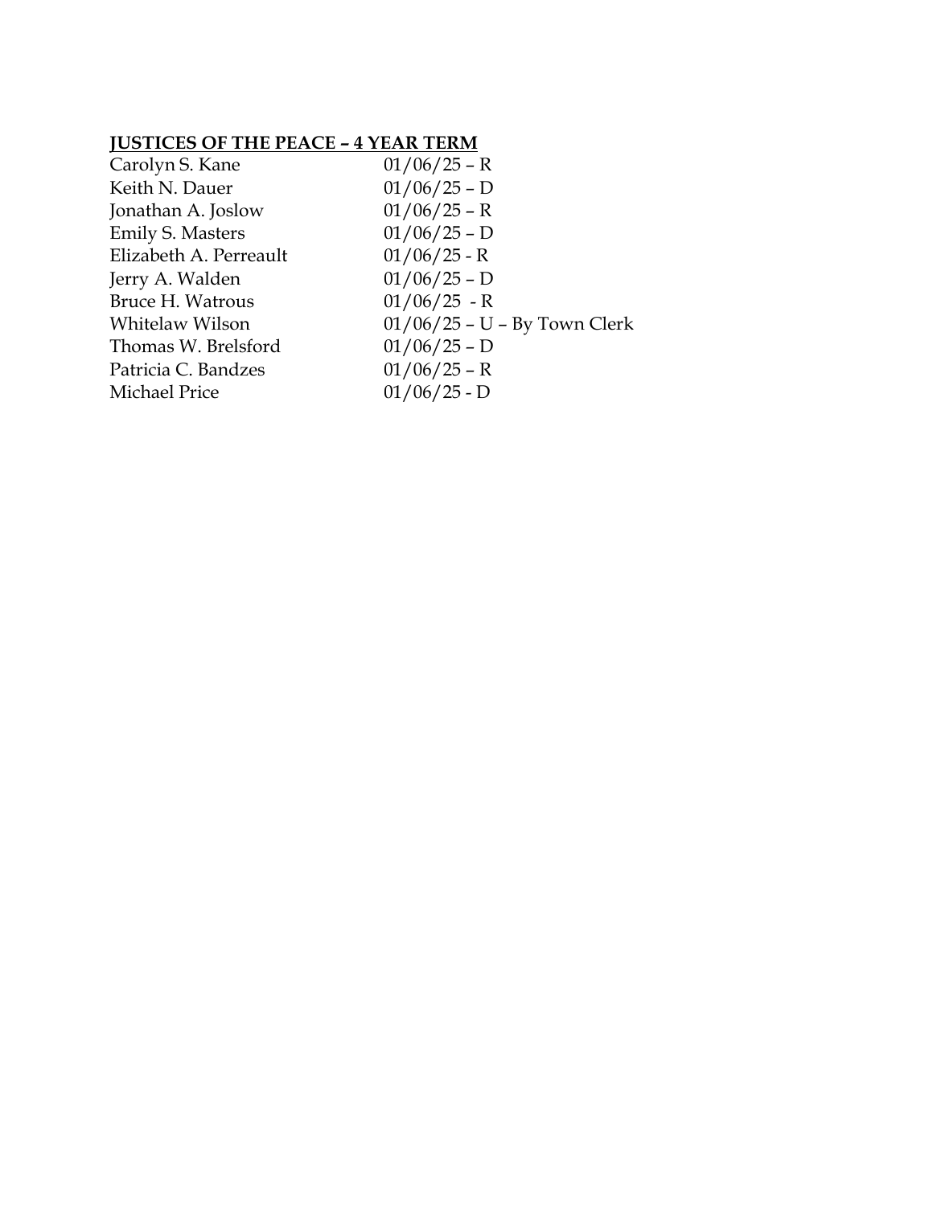**JUSTICES OF THE PEACE – 4 YEAR TERM**

| | |
|---|---|
| Carolyn S. Kane | 01/06/25 – R |
| Keith N. Dauer | 01/06/25 – D |
| Jonathan A. Joslow | 01/06/25 – R |
| Emily S. Masters | 01/06/25 – D |
| Elizabeth A. Perreault | 01/06/25 - R |
| Jerry A. Walden | 01/06/25 – D |
| Bruce H. Watrous | 01/06/25 - R |
| Whitelaw Wilson | 01/06/25 – U – By Town Clerk |
| Thomas W. Brelsford | 01/06/25 – D |
| Patricia C. Bandzes | 01/06/25 – R |
| Michael Price | 01/06/25 - D |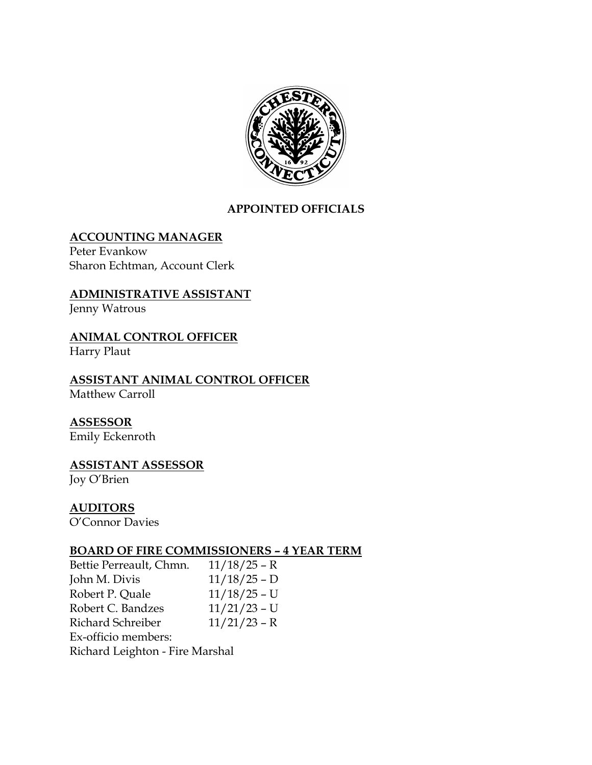# APPOINTED OFFICIALS

**ACCOUNTING MANAGER**
Peter Evankow
Sharon Echtman, Account Clerk

**ADMINISTRATIVE ASSISTANT**
Jenny Watrous

**ANIMAL CONTROL OFFICER**
Harry Plaut

**ASSISTANT ANIMAL CONTROL OFFICER**
Matthew Carroll

**ASSESSOR**
Emily Eckenroth

**ASSISTANT ASSESSOR**
Joy O'Brien

**AUDITORS**
O'Connor Davies

**BOARD OF FIRE COMMISSIONERS – 4 YEAR TERM**

| | |
|---|---|
| Bettie Perreault, Chmn. | 11/18/25 – R |
| John M. Divis | 11/18/25 – D |
| Robert P. Quale | 11/18/25 – U |
| Robert C. Bandzes | 11/21/23 – U |
| Richard Schreiber | 11/21/23 – R |

Ex-officio members:
Richard Leighton - Fire Marshal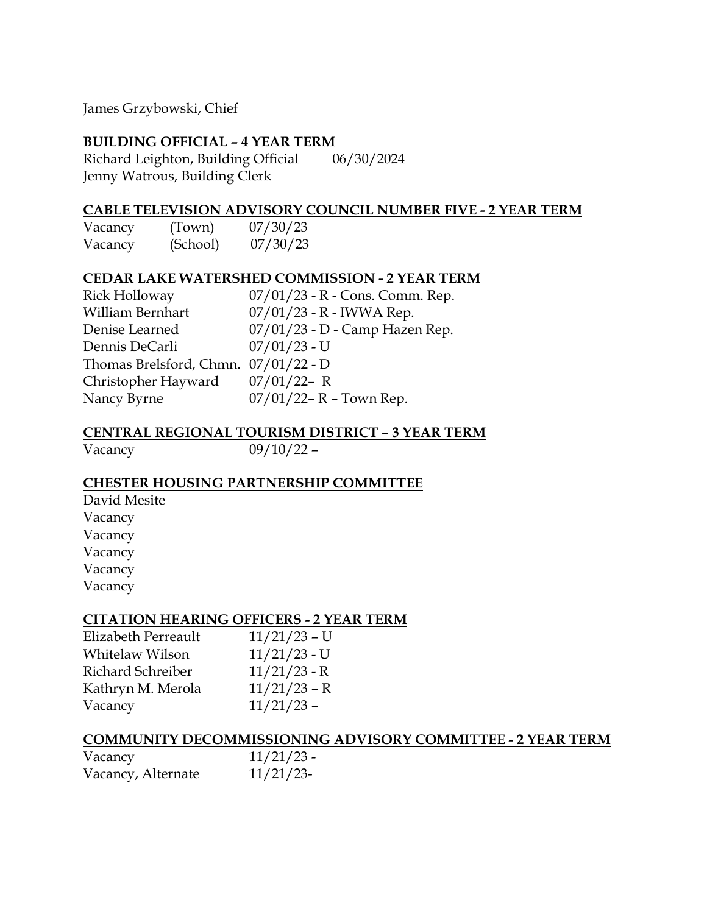James Grzybowski, Chief

**BUILDING OFFICIAL – 4 YEAR TERM**

Richard Leighton, Building Official 06/30/2024
Jenny Watrous, Building Clerk

**CABLE TELEVISION ADVISORY COUNCIL NUMBER FIVE - 2 YEAR TERM**

| | | |
|---|---|---|
| Vacancy | (Town) | 07/30/23 |
| Vacancy | (School) | 07/30/23 |

**CEDAR LAKE WATERSHED COMMISSION - 2 YEAR TERM**

| | |
|---|---|
| Rick Holloway | 07/01/23 - R - Cons. Comm. Rep. |
| William Bernhart | 07/01/23 - R - IWWA Rep. |
| Denise Learned | 07/01/23 - D - Camp Hazen Rep. |
| Dennis DeCarli | 07/01/23 - U |
| Thomas Brelsford, Chmn. | 07/01/22 - D |
| Christopher Hayward | 07/01/22– R |
| Nancy Byrne | 07/01/22– R – Town Rep. |

**CENTRAL REGIONAL TOURISM DISTRICT – 3 YEAR TERM**

Vacancy 09/10/22 –

**CHESTER HOUSING PARTNERSHIP COMMITTEE**

David Mesite
Vacancy
Vacancy
Vacancy
Vacancy
Vacancy

**CITATION HEARING OFFICERS - 2 YEAR TERM**

| | |
|---|---|
| Elizabeth Perreault | 11/21/23 – U |
| Whitelaw Wilson | 11/21/23 - U |
| Richard Schreiber | 11/21/23 - R |
| Kathryn M. Merola | 11/21/23 – R |
| Vacancy | 11/21/23 – |

**COMMUNITY DECOMMISSIONING ADVISORY COMMITTEE - 2 YEAR TERM**

| | |
|---|---|
| Vacancy | 11/21/23 - |
| Vacancy, Alternate | 11/21/23- |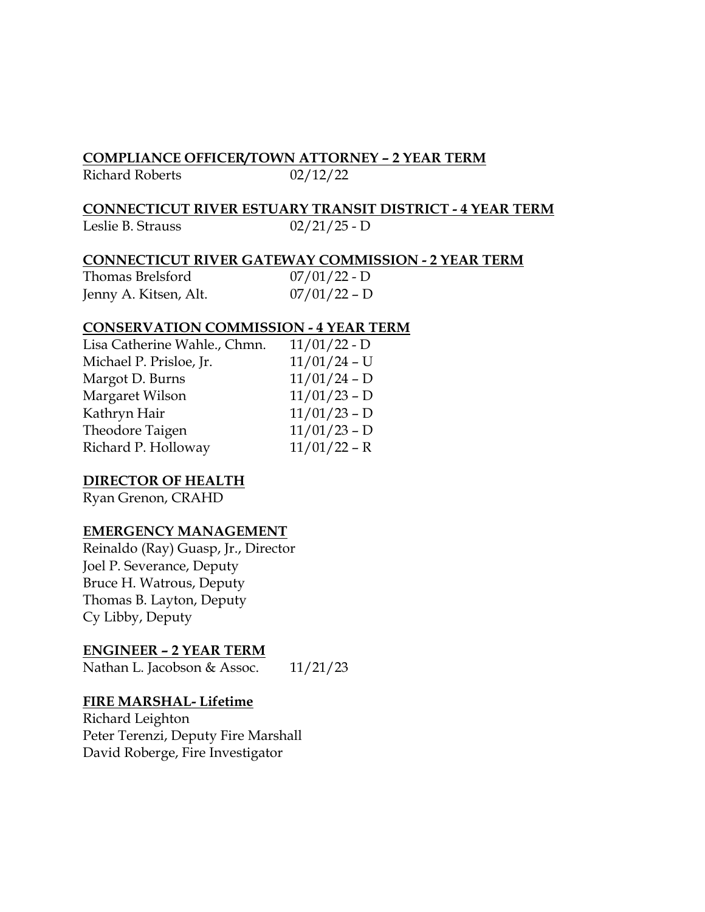**COMPLIANCE OFFICER/TOWN ATTORNEY – 2 YEAR TERM**

Richard Roberts 02/12/22

**CONNECTICUT RIVER ESTUARY TRANSIT DISTRICT - 4 YEAR TERM**

Leslie B. Strauss 02/21/25 - D

**CONNECTICUT RIVER GATEWAY COMMISSION - 2 YEAR TERM**

| | |
|---|---|
| Thomas Brelsford | 07/01/22 - D |
| Jenny A. Kitsen, Alt. | 07/01/22 – D |

**CONSERVATION COMMISSION - 4 YEAR TERM**

| | |
|---|---|
| Lisa Catherine Wahle., Chmn. | 11/01/22 - D |
| Michael P. Prisloe, Jr. | 11/01/24 – U |
| Margot D. Burns | 11/01/24 – D |
| Margaret Wilson | 11/01/23 – D |
| Kathryn Hair | 11/01/23 – D |
| Theodore Taigen | 11/01/23 – D |
| Richard P. Holloway | 11/01/22 – R |

**DIRECTOR OF HEALTH**

Ryan Grenon, CRAHD

**EMERGENCY MANAGEMENT**

Reinaldo (Ray) Guasp, Jr., Director
Joel P. Severance, Deputy
Bruce H. Watrous, Deputy
Thomas B. Layton, Deputy
Cy Libby, Deputy

**ENGINEER – 2 YEAR TERM**

Nathan L. Jacobson & Assoc. 11/21/23

**FIRE MARSHAL- Lifetime**

Richard Leighton
Peter Terenzi, Deputy Fire Marshall
David Roberge, Fire Investigator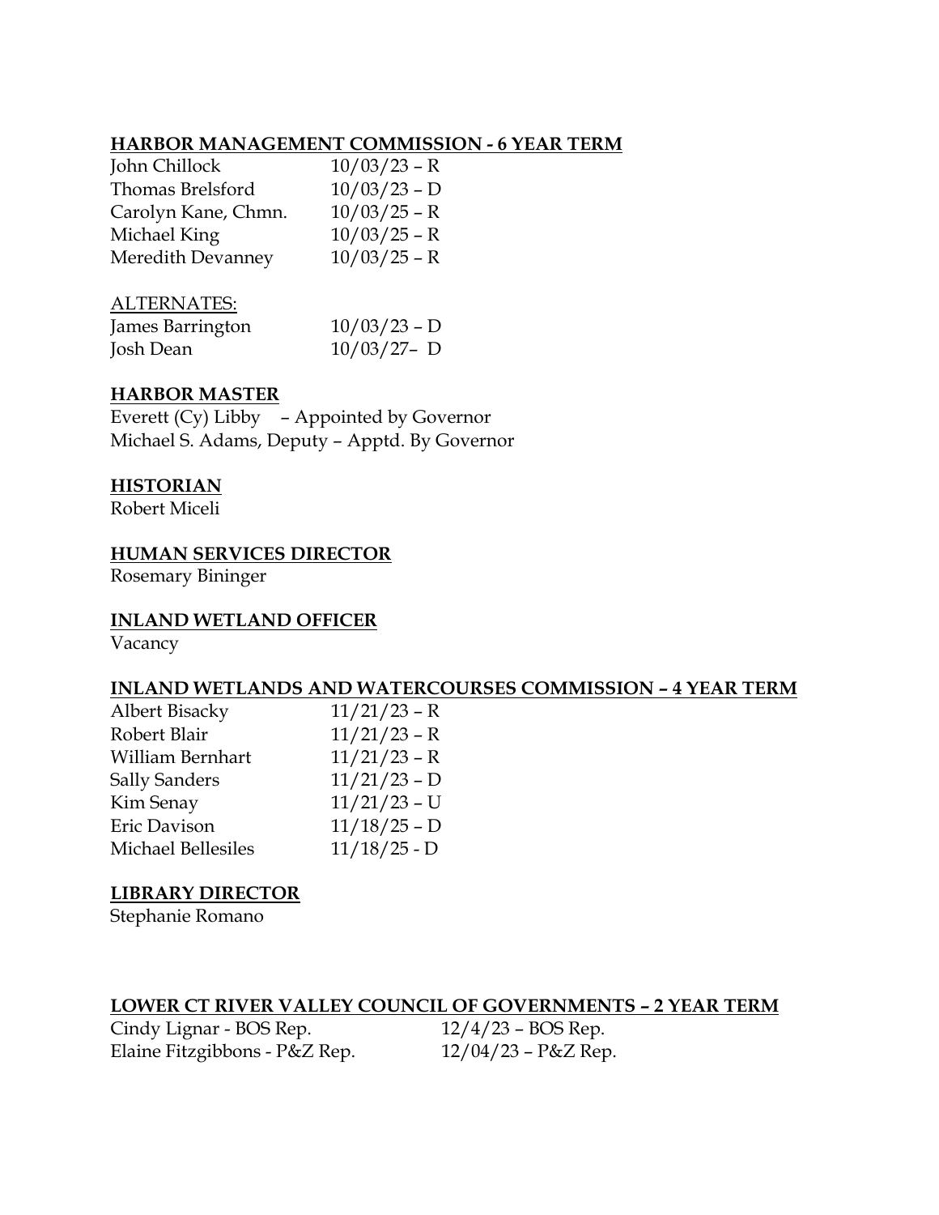**HARBOR MANAGEMENT COMMISSION - 6 YEAR TERM**

| | |
|---|---|
| John Chillock | 10/03/23 – R |
| Thomas Brelsford | 10/03/23 – D |
| Carolyn Kane, Chmn. | 10/03/25 – R |
| Michael King | 10/03/25 – R |
| Meredith Devanney | 10/03/25 – R |

ALTERNATES:

| | |
|---|---|
| James Barrington | 10/03/23 – D |
| Josh Dean | 10/03/27– D |

**HARBOR MASTER**

Everett (Cy) Libby – Appointed by Governor
Michael S. Adams, Deputy – Apptd. By Governor

**HISTORIAN**

Robert Miceli

**HUMAN SERVICES DIRECTOR**

Rosemary Bininger

**INLAND WETLAND OFFICER**

Vacancy

**INLAND WETLANDS AND WATERCOURSES COMMISSION – 4 YEAR TERM**

| | |
|---|---|
| Albert Bisacky | 11/21/23 – R |
| Robert Blair | 11/21/23 – R |
| William Bernhart | 11/21/23 – R |
| Sally Sanders | 11/21/23 – D |
| Kim Senay | 11/21/23 – U |
| Eric Davison | 11/18/25 – D |
| Michael Bellesiles | 11/18/25 - D |

**LIBRARY DIRECTOR**

Stephanie Romano

**LOWER CT RIVER VALLEY COUNCIL OF GOVERNMENTS – 2 YEAR TERM**

| | |
|---|---|
| Cindy Lignar - BOS Rep. | 12/4/23 – BOS Rep. |
| Elaine Fitzgibbons - P&Z Rep. | 12/04/23 – P&Z Rep. |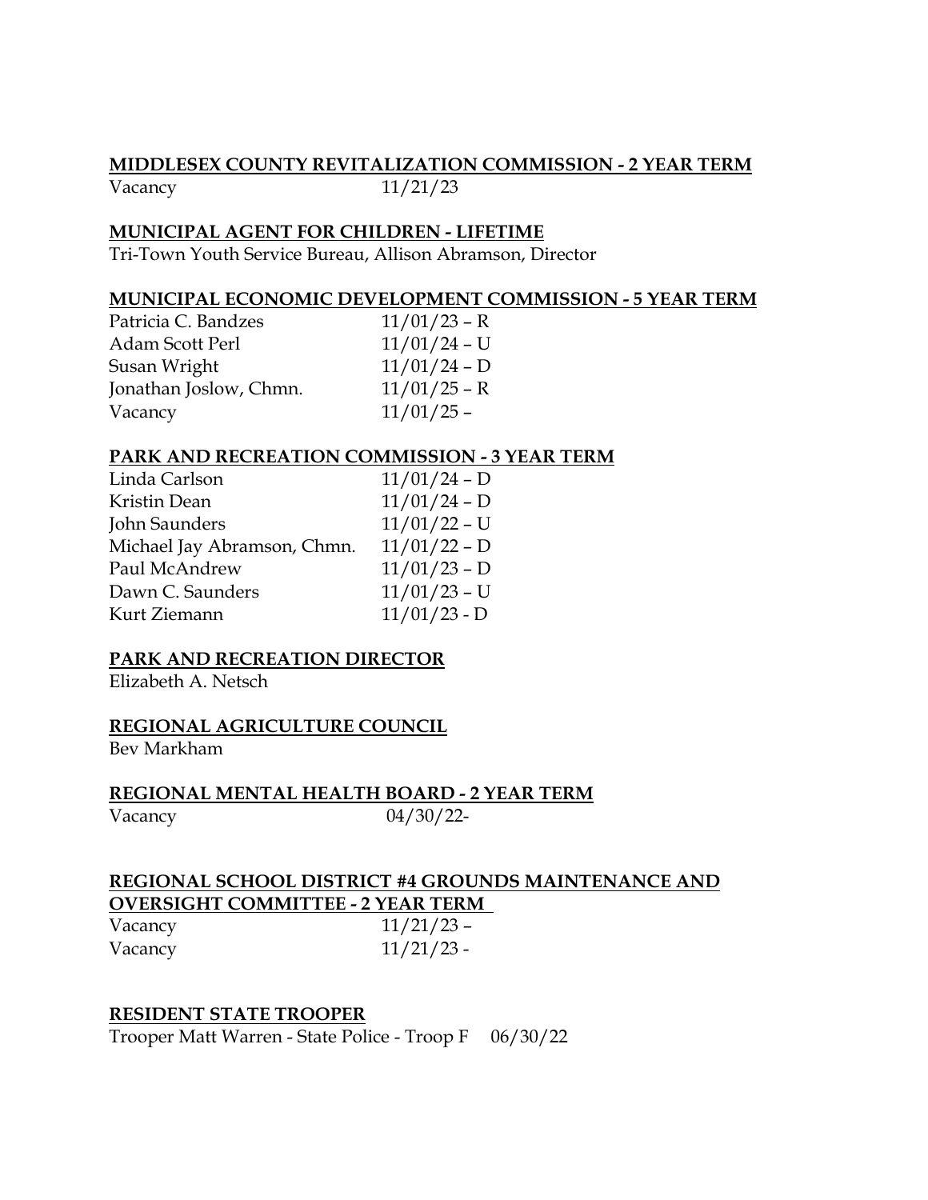**MIDDLESEX COUNTY REVITALIZATION COMMISSION - 2 YEAR TERM**

| | |
|---|---|
| Vacancy | 11/21/23 |

**MUNICIPAL AGENT FOR CHILDREN - LIFETIME**

Tri-Town Youth Service Bureau, Allison Abramson, Director

**MUNICIPAL ECONOMIC DEVELOPMENT COMMISSION - 5 YEAR TERM**

| | |
|---|---|
| Patricia C. Bandzes | 11/01/23 – R |
| Adam Scott Perl | 11/01/24 – U |
| Susan Wright | 11/01/24 – D |
| Jonathan Joslow, Chmn. | 11/01/25 – R |
| Vacancy | 11/01/25 – |

**PARK AND RECREATION COMMISSION - 3 YEAR TERM**

| | |
|---|---|
| Linda Carlson | 11/01/24 – D |
| Kristin Dean | 11/01/24 – D |
| John Saunders | 11/01/22 – U |
| Michael Jay Abramson, Chmn. | 11/01/22 – D |
| Paul McAndrew | 11/01/23 – D |
| Dawn C. Saunders | 11/01/23 – U |
| Kurt Ziemann | 11/01/23 - D |

**PARK AND RECREATION DIRECTOR**

Elizabeth A. Netsch

**REGIONAL AGRICULTURE COUNCIL**

Bev Markham

**REGIONAL MENTAL HEALTH BOARD - 2 YEAR TERM**

| | |
|---|---|
| Vacancy | 04/30/22- |

**REGIONAL SCHOOL DISTRICT #4 GROUNDS MAINTENANCE AND OVERSIGHT COMMITTEE - 2 YEAR TERM**

| | |
|---|---|
| Vacancy | 11/21/23 – |
| Vacancy | 11/21/23 - |

**RESIDENT STATE TROOPER**

Trooper Matt Warren - State Police - Troop F 06/30/22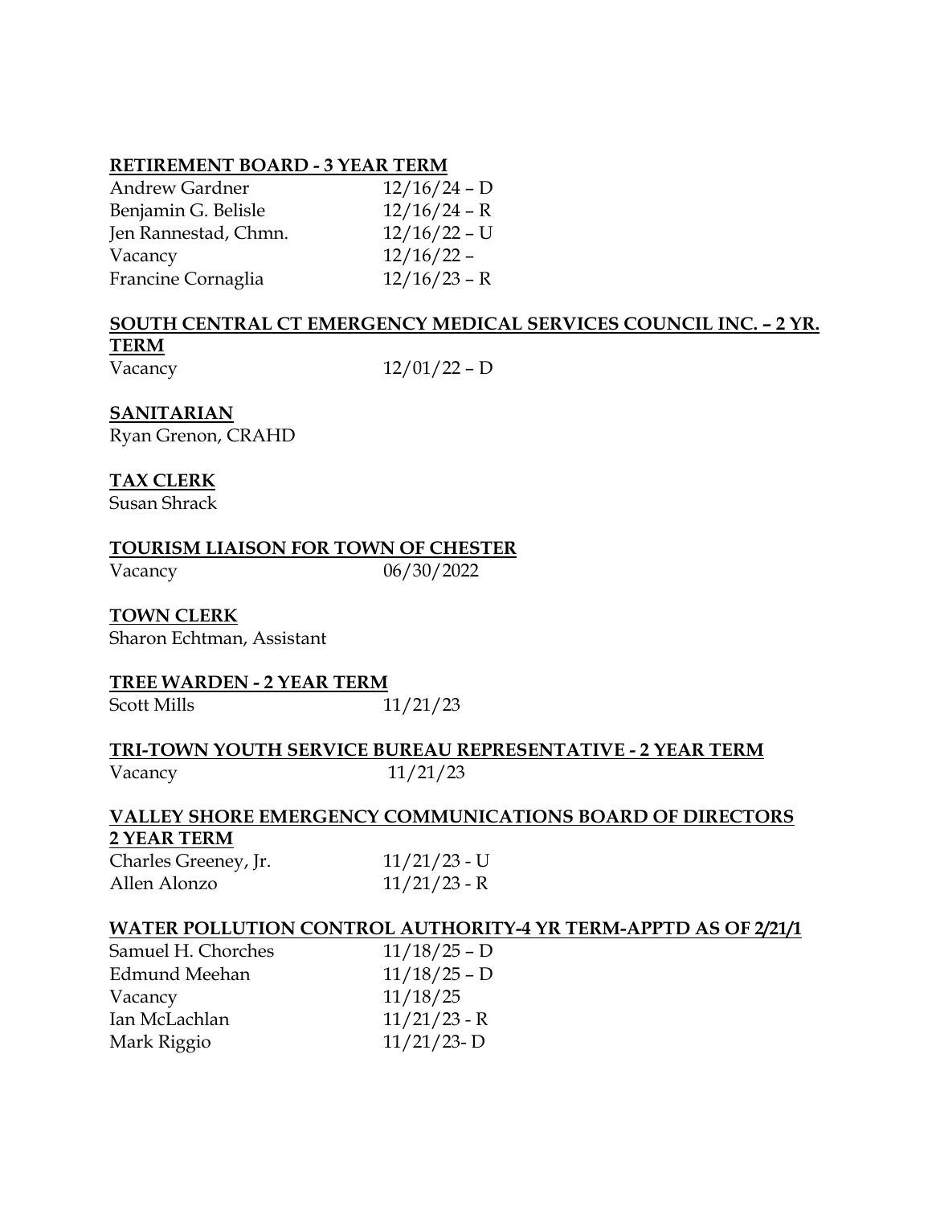**RETIREMENT BOARD - 3 YEAR TERM**

| | |
|---|---|
| Andrew Gardner | 12/16/24 – D |
| Benjamin G. Belisle | 12/16/24 – R |
| Jen Rannestad, Chmn. | 12/16/22 – U |
| Vacancy | 12/16/22 – |
| Francine Cornaglia | 12/16/23 – R |

**SOUTH CENTRAL CT EMERGENCY MEDICAL SERVICES COUNCIL INC. – 2 YR. TERM**

| | |
|---|---|
| Vacancy | 12/01/22 – D |

**SANITARIAN**

Ryan Grenon, CRAHD

**TAX CLERK**

Susan Shrack

**TOURISM LIAISON FOR TOWN OF CHESTER**

| | |
|---|---|
| Vacancy | 06/30/2022 |

**TOWN CLERK**

Sharon Echtman, Assistant

**TREE WARDEN - 2 YEAR TERM**

| | |
|---|---|
| Scott Mills | 11/21/23 |

**TRI-TOWN YOUTH SERVICE BUREAU REPRESENTATIVE - 2 YEAR TERM**

| | |
|---|---|
| Vacancy | 11/21/23 |

**VALLEY SHORE EMERGENCY COMMUNICATIONS BOARD OF DIRECTORS 2 YEAR TERM**

| | |
|---|---|
| Charles Greeney, Jr. | 11/21/23 - U |
| Allen Alonzo | 11/21/23 - R |

**WATER POLLUTION CONTROL AUTHORITY-4 YR TERM-APPTD AS OF 2/21/1**

| | |
|---|---|
| Samuel H. Chorches | 11/18/25 – D |
| Edmund Meehan | 11/18/25 – D |
| Vacancy | 11/18/25 |
| Ian McLachlan | 11/21/23 - R |
| Mark Riggio | 11/21/23- D |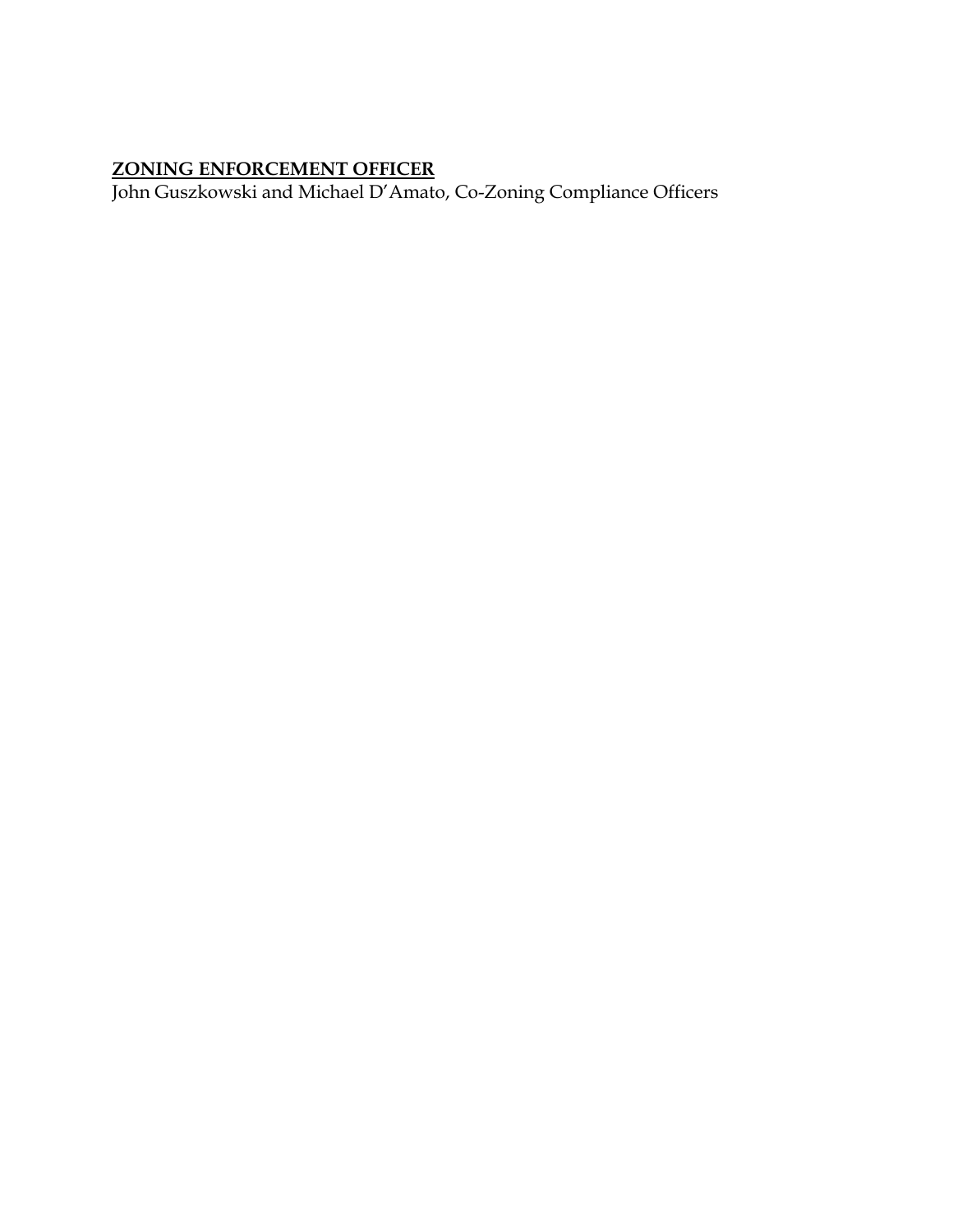**ZONING ENFORCEMENT OFFICER**

John Guszkowski and Michael D'Amato, Co-Zoning Compliance Officers